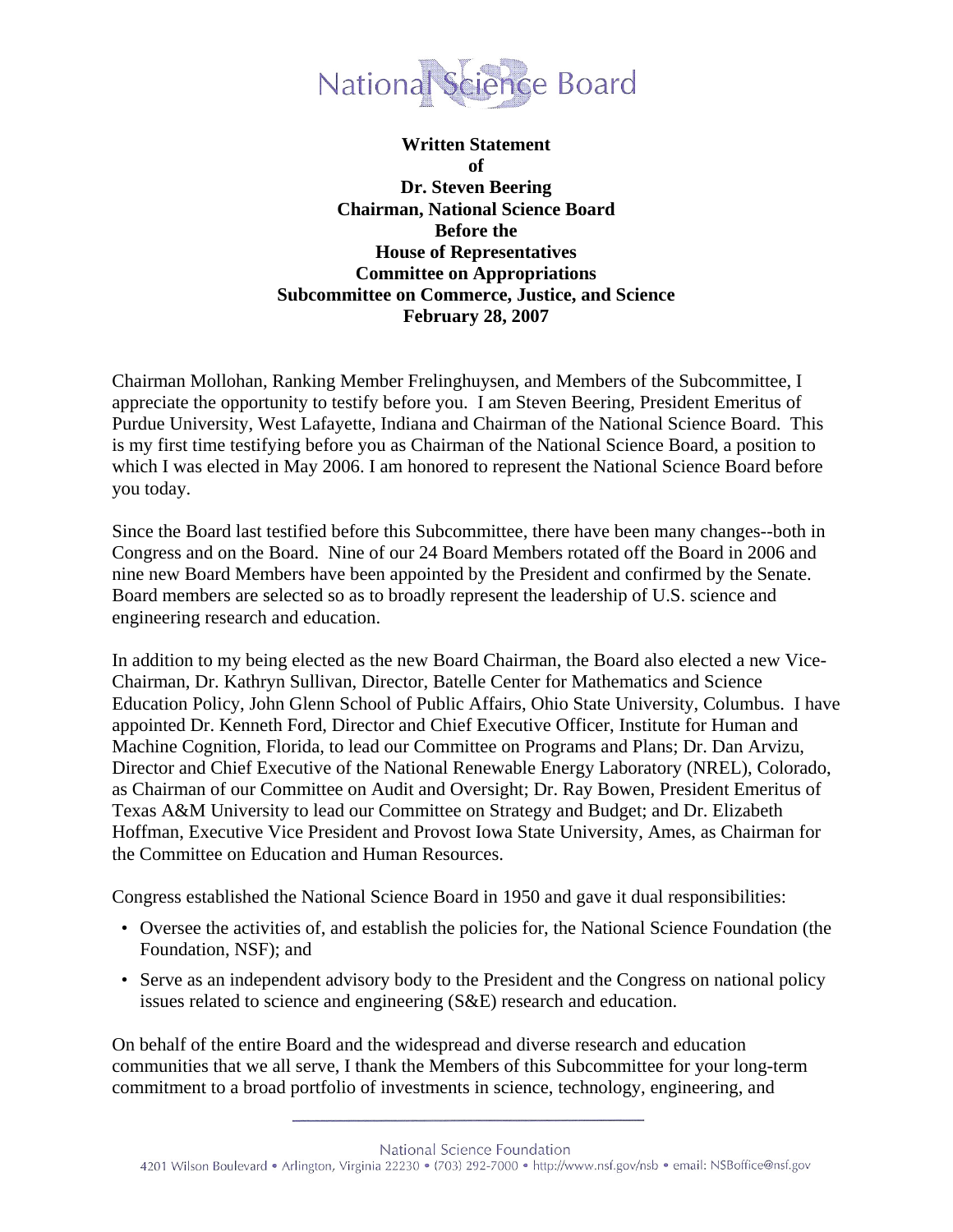National Science Board

**Written Statement**
**of**
**Dr. Steven Beering**
**Chairman, National Science Board**
**Before the**
**House of Representatives**
**Committee on Appropriations**
**Subcommittee on Commerce, Justice, and Science**
**February 28, 2007**

Chairman Mollohan, Ranking Member Frelinghuysen, and Members of the Subcommittee, I appreciate the opportunity to testify before you. I am Steven Beering, President Emeritus of Purdue University, West Lafayette, Indiana and Chairman of the National Science Board. This is my first time testifying before you as Chairman of the National Science Board, a position to which I was elected in May 2006. I am honored to represent the National Science Board before you today.

Since the Board last testified before this Subcommittee, there have been many changes--both in Congress and on the Board. Nine of our 24 Board Members rotated off the Board in 2006 and nine new Board Members have been appointed by the President and confirmed by the Senate. Board members are selected so as to broadly represent the leadership of U.S. science and engineering research and education.

In addition to my being elected as the new Board Chairman, the Board also elected a new Vice-Chairman, Dr. Kathryn Sullivan, Director, Batelle Center for Mathematics and Science Education Policy, John Glenn School of Public Affairs, Ohio State University, Columbus. I have appointed Dr. Kenneth Ford, Director and Chief Executive Officer, Institute for Human and Machine Cognition, Florida, to lead our Committee on Programs and Plans; Dr. Dan Arvizu, Director and Chief Executive of the National Renewable Energy Laboratory (NREL), Colorado, as Chairman of our Committee on Audit and Oversight; Dr. Ray Bowen, President Emeritus of Texas A&M University to lead our Committee on Strategy and Budget; and Dr. Elizabeth Hoffman, Executive Vice President and Provost Iowa State University, Ames, as Chairman for the Committee on Education and Human Resources.

Congress established the National Science Board in 1950 and gave it dual responsibilities:

- Oversee the activities of, and establish the policies for, the National Science Foundation (the Foundation, NSF); and
- Serve as an independent advisory body to the President and the Congress on national policy issues related to science and engineering (S&E) research and education.

On behalf of the entire Board and the widespread and diverse research and education communities that we all serve, I thank the Members of this Subcommittee for your long-term commitment to a broad portfolio of investments in science, technology, engineering, and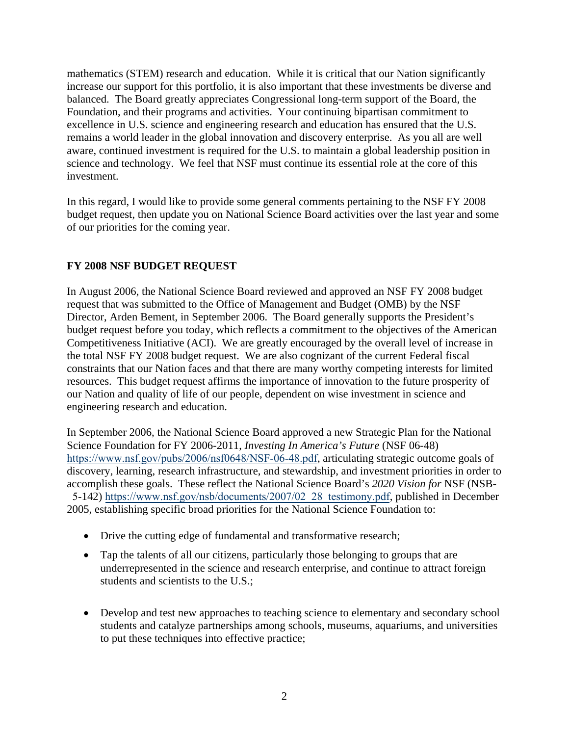mathematics (STEM) research and education. While it is critical that our Nation significantly increase our support for this portfolio, it is also important that these investments be diverse and balanced. The Board greatly appreciates Congressional long-term support of the Board, the Foundation, and their programs and activities. Your continuing bipartisan commitment to excellence in U.S. science and engineering research and education has ensured that the U.S. remains a world leader in the global innovation and discovery enterprise. As you all are well aware, continued investment is required for the U.S. to maintain a global leadership position in science and technology. We feel that NSF must continue its essential role at the core of this investment.

In this regard, I would like to provide some general comments pertaining to the NSF FY 2008 budget request, then update you on National Science Board activities over the last year and some of our priorities for the coming year.

## FY 2008 NSF BUDGET REQUEST

In August 2006, the National Science Board reviewed and approved an NSF FY 2008 budget request that was submitted to the Office of Management and Budget (OMB) by the NSF Director, Arden Bement, in September 2006. The Board generally supports the President's budget request before you today, which reflects a commitment to the objectives of the American Competitiveness Initiative (ACI). We are greatly encouraged by the overall level of increase in the total NSF FY 2008 budget request. We are also cognizant of the current Federal fiscal constraints that our Nation faces and that there are many worthy competing interests for limited resources. This budget request affirms the importance of innovation to the future prosperity of our Nation and quality of life of our people, dependent on wise investment in science and engineering research and education.

In September 2006, the National Science Board approved a new Strategic Plan for the National Science Foundation for FY 2006-2011, *Investing In America's Future* (NSF 06-48) https://www.nsf.gov/pubs/2006/nsf0648/NSF-06-48.pdf, articulating strategic outcome goals of discovery, learning, research infrastructure, and stewardship, and investment priorities in order to accomplish these goals. These reflect the National Science Board's *2020 Vision for* NSF (NSB-5-142) https://www.nsf.gov/nsb/documents/2007/02_28_testimony.pdf, published in December 2005, establishing specific broad priorities for the National Science Foundation to:

- Drive the cutting edge of fundamental and transformative research;
- Tap the talents of all our citizens, particularly those belonging to groups that are underrepresented in the science and research enterprise, and continue to attract foreign students and scientists to the U.S.;
- Develop and test new approaches to teaching science to elementary and secondary school students and catalyze partnerships among schools, museums, aquariums, and universities to put these techniques into effective practice;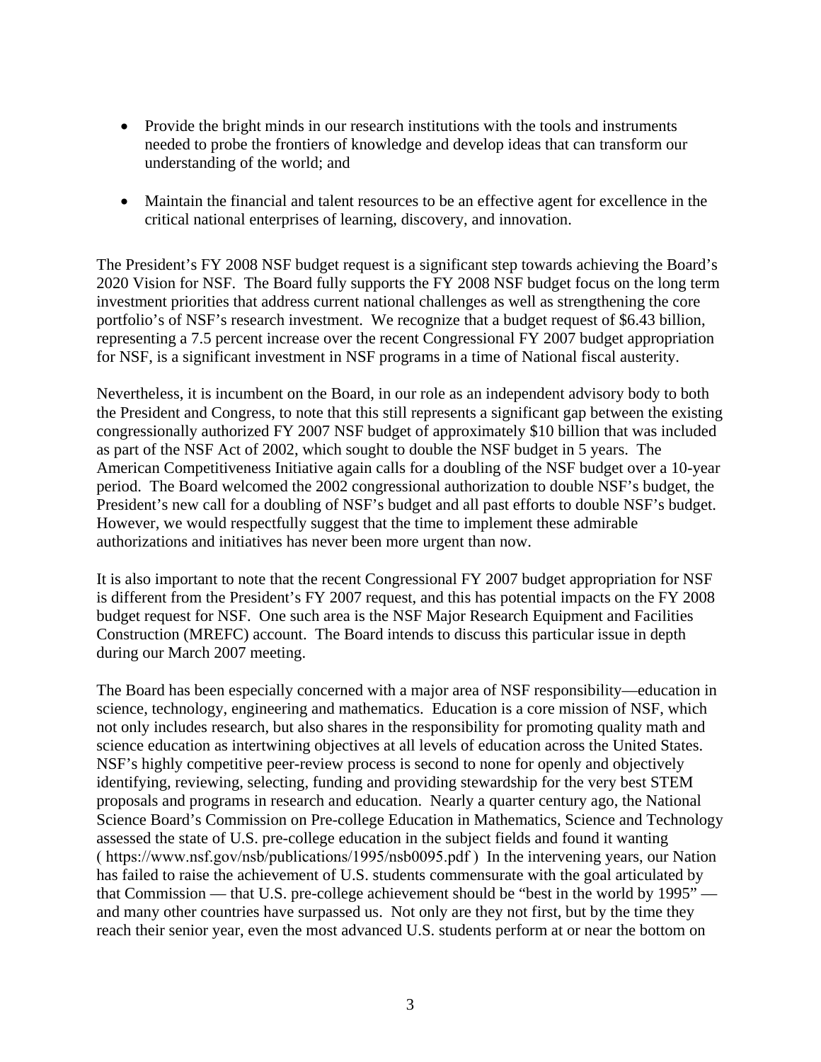- Provide the bright minds in our research institutions with the tools and instruments needed to probe the frontiers of knowledge and develop ideas that can transform our understanding of the world; and

- Maintain the financial and talent resources to be an effective agent for excellence in the critical national enterprises of learning, discovery, and innovation.

The President's FY 2008 NSF budget request is a significant step towards achieving the Board's 2020 Vision for NSF. The Board fully supports the FY 2008 NSF budget focus on the long term investment priorities that address current national challenges as well as strengthening the core portfolio's of NSF's research investment. We recognize that a budget request of $6.43 billion, representing a 7.5 percent increase over the recent Congressional FY 2007 budget appropriation for NSF, is a significant investment in NSF programs in a time of National fiscal austerity.

Nevertheless, it is incumbent on the Board, in our role as an independent advisory body to both the President and Congress, to note that this still represents a significant gap between the existing congressionally authorized FY 2007 NSF budget of approximately $10 billion that was included as part of the NSF Act of 2002, which sought to double the NSF budget in 5 years. The American Competitiveness Initiative again calls for a doubling of the NSF budget over a 10-year period. The Board welcomed the 2002 congressional authorization to double NSF's budget, the President's new call for a doubling of NSF's budget and all past efforts to double NSF's budget. However, we would respectfully suggest that the time to implement these admirable authorizations and initiatives has never been more urgent than now.

It is also important to note that the recent Congressional FY 2007 budget appropriation for NSF is different from the President's FY 2007 request, and this has potential impacts on the FY 2008 budget request for NSF. One such area is the NSF Major Research Equipment and Facilities Construction (MREFC) account. The Board intends to discuss this particular issue in depth during our March 2007 meeting.

The Board has been especially concerned with a major area of NSF responsibility—education in science, technology, engineering and mathematics. Education is a core mission of NSF, which not only includes research, but also shares in the responsibility for promoting quality math and science education as intertwining objectives at all levels of education across the United States. NSF's highly competitive peer-review process is second to none for openly and objectively identifying, reviewing, selecting, funding and providing stewardship for the very best STEM proposals and programs in research and education. Nearly a quarter century ago, the National Science Board's Commission on Pre-college Education in Mathematics, Science and Technology assessed the state of U.S. pre-college education in the subject fields and found it wanting ( https://www.nsf.gov/nsb/publications/1995/nsb0095.pdf ) In the intervening years, our Nation has failed to raise the achievement of U.S. students commensurate with the goal articulated by that Commission — that U.S. pre-college achievement should be "best in the world by 1995" — and many other countries have surpassed us. Not only are they not first, but by the time they reach their senior year, even the most advanced U.S. students perform at or near the bottom on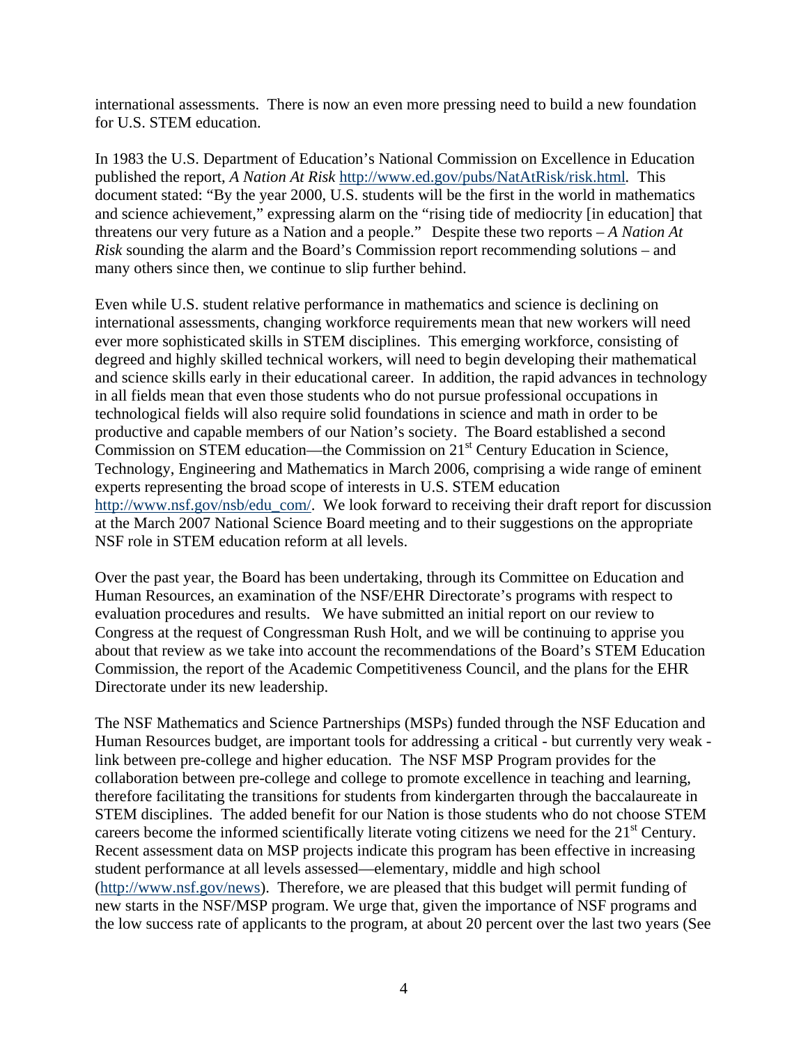international assessments. There is now an even more pressing need to build a new foundation for U.S. STEM education.

In 1983 the U.S. Department of Education's National Commission on Excellence in Education published the report, *A Nation At Risk* http://www.ed.gov/pubs/NatAtRisk/risk.html. This document stated: "By the year 2000, U.S. students will be the first in the world in mathematics and science achievement," expressing alarm on the "rising tide of mediocrity [in education] that threatens our very future as a Nation and a people." Despite these two reports – *A Nation At Risk* sounding the alarm and the Board's Commission report recommending solutions – and many others since then, we continue to slip further behind.

Even while U.S. student relative performance in mathematics and science is declining on international assessments, changing workforce requirements mean that new workers will need ever more sophisticated skills in STEM disciplines. This emerging workforce, consisting of degreed and highly skilled technical workers, will need to begin developing their mathematical and science skills early in their educational career. In addition, the rapid advances in technology in all fields mean that even those students who do not pursue professional occupations in technological fields will also require solid foundations in science and math in order to be productive and capable members of our Nation's society. The Board established a second Commission on STEM education—the Commission on 21st Century Education in Science, Technology, Engineering and Mathematics in March 2006, comprising a wide range of eminent experts representing the broad scope of interests in U.S. STEM education http://www.nsf.gov/nsb/edu_com/. We look forward to receiving their draft report for discussion at the March 2007 National Science Board meeting and to their suggestions on the appropriate NSF role in STEM education reform at all levels.

Over the past year, the Board has been undertaking, through its Committee on Education and Human Resources, an examination of the NSF/EHR Directorate's programs with respect to evaluation procedures and results. We have submitted an initial report on our review to Congress at the request of Congressman Rush Holt, and we will be continuing to apprise you about that review as we take into account the recommendations of the Board's STEM Education Commission, the report of the Academic Competitiveness Council, and the plans for the EHR Directorate under its new leadership.

The NSF Mathematics and Science Partnerships (MSPs) funded through the NSF Education and Human Resources budget, are important tools for addressing a critical - but currently very weak - link between pre-college and higher education. The NSF MSP Program provides for the collaboration between pre-college and college to promote excellence in teaching and learning, therefore facilitating the transitions for students from kindergarten through the baccalaureate in STEM disciplines. The added benefit for our Nation is those students who do not choose STEM careers become the informed scientifically literate voting citizens we need for the 21st Century. Recent assessment data on MSP projects indicate this program has been effective in increasing student performance at all levels assessed—elementary, middle and high school (http://www.nsf.gov/news). Therefore, we are pleased that this budget will permit funding of new starts in the NSF/MSP program. We urge that, given the importance of NSF programs and the low success rate of applicants to the program, at about 20 percent over the last two years (See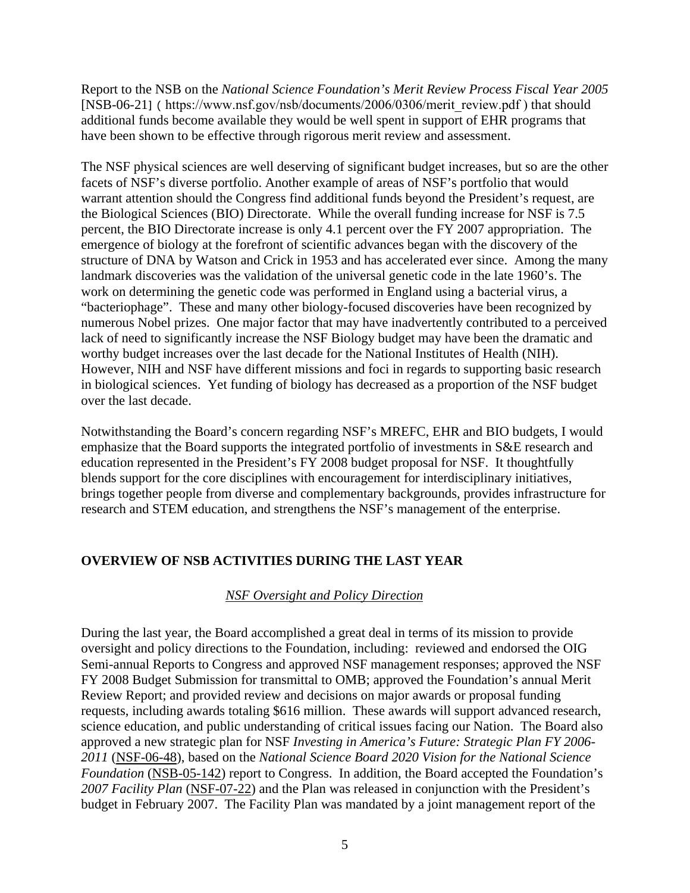Report to the NSB on the *National Science Foundation's Merit Review Process Fiscal Year 2005* [NSB-06-21] ( https://www.nsf.gov/nsb/documents/2006/0306/merit_review.pdf ) that should additional funds become available they would be well spent in support of EHR programs that have been shown to be effective through rigorous merit review and assessment.

The NSF physical sciences are well deserving of significant budget increases, but so are the other facets of NSF's diverse portfolio. Another example of areas of NSF's portfolio that would warrant attention should the Congress find additional funds beyond the President's request, are the Biological Sciences (BIO) Directorate. While the overall funding increase for NSF is 7.5 percent, the BIO Directorate increase is only 4.1 percent over the FY 2007 appropriation. The emergence of biology at the forefront of scientific advances began with the discovery of the structure of DNA by Watson and Crick in 1953 and has accelerated ever since. Among the many landmark discoveries was the validation of the universal genetic code in the late 1960's. The work on determining the genetic code was performed in England using a bacterial virus, a "bacteriophage". These and many other biology-focused discoveries have been recognized by numerous Nobel prizes. One major factor that may have inadvertently contributed to a perceived lack of need to significantly increase the NSF Biology budget may have been the dramatic and worthy budget increases over the last decade for the National Institutes of Health (NIH). However, NIH and NSF have different missions and foci in regards to supporting basic research in biological sciences. Yet funding of biology has decreased as a proportion of the NSF budget over the last decade.

Notwithstanding the Board's concern regarding NSF's MREFC, EHR and BIO budgets, I would emphasize that the Board supports the integrated portfolio of investments in S&E research and education represented in the President's FY 2008 budget proposal for NSF. It thoughtfully blends support for the core disciplines with encouragement for interdisciplinary initiatives, brings together people from diverse and complementary backgrounds, provides infrastructure for research and STEM education, and strengthens the NSF's management of the enterprise.

## OVERVIEW OF NSB ACTIVITIES DURING THE LAST YEAR

### *NSF Oversight and Policy Direction*

During the last year, the Board accomplished a great deal in terms of its mission to provide oversight and policy directions to the Foundation, including: reviewed and endorsed the OIG Semi-annual Reports to Congress and approved NSF management responses; approved the NSF FY 2008 Budget Submission for transmittal to OMB; approved the Foundation's annual Merit Review Report; and provided review and decisions on major awards or proposal funding requests, including awards totaling $616 million. These awards will support advanced research, science education, and public understanding of critical issues facing our Nation. The Board also approved a new strategic plan for NSF *Investing in America's Future: Strategic Plan FY 2006-2011* (NSF-06-48), based on the *National Science Board 2020 Vision for the National Science Foundation* (NSB-05-142) report to Congress. In addition, the Board accepted the Foundation's *2007 Facility Plan* (NSF-07-22) and the Plan was released in conjunction with the President's budget in February 2007. The Facility Plan was mandated by a joint management report of the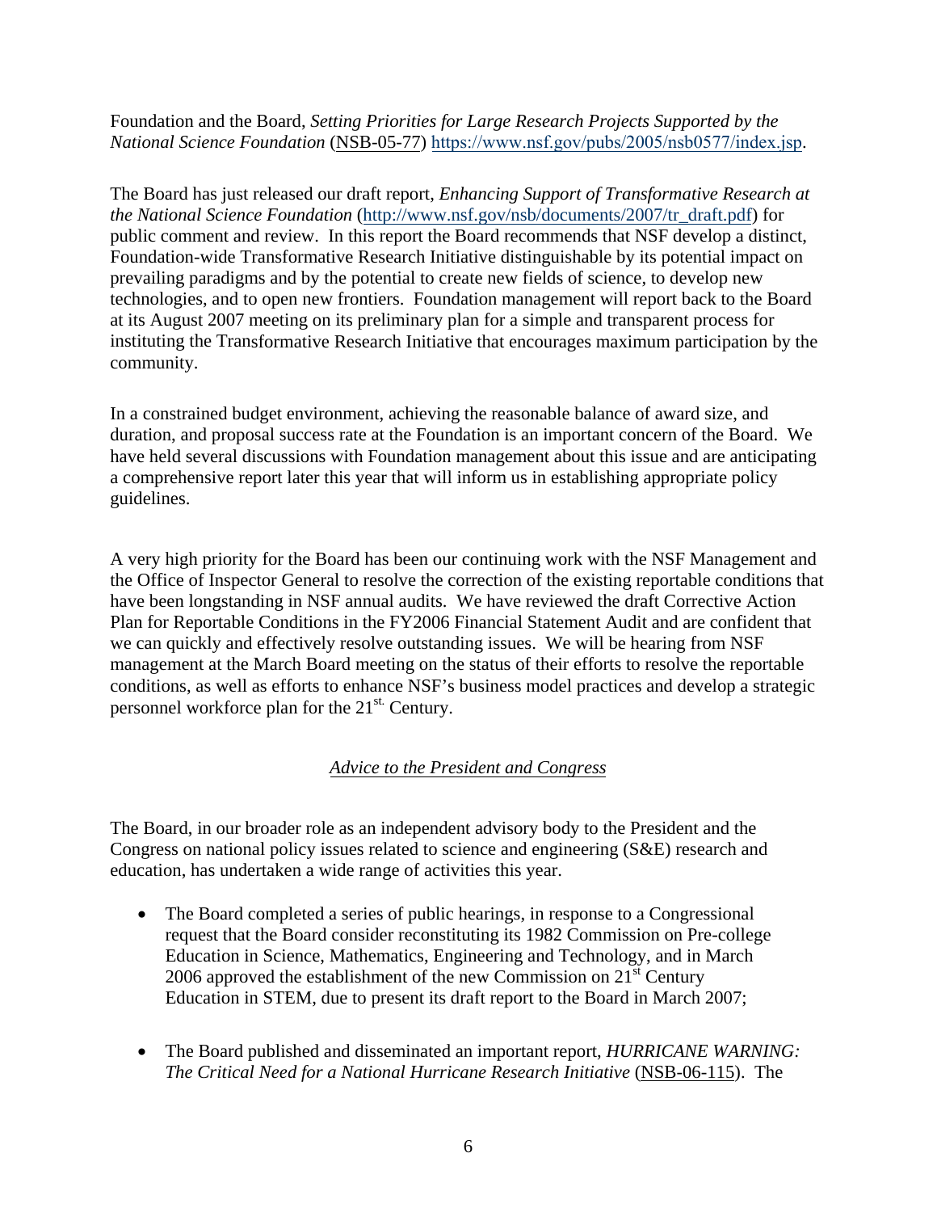Foundation and the Board, *Setting Priorities for Large Research Projects Supported by the National Science Foundation* (NSB-05-77) https://www.nsf.gov/pubs/2005/nsb0577/index.jsp.

The Board has just released our draft report, *Enhancing Support of Transformative Research at the National Science Foundation* (http://www.nsf.gov/nsb/documents/2007/tr_draft.pdf) for public comment and review. In this report the Board recommends that NSF develop a distinct, Foundation-wide Transformative Research Initiative distinguishable by its potential impact on prevailing paradigms and by the potential to create new fields of science, to develop new technologies, and to open new frontiers. Foundation management will report back to the Board at its August 2007 meeting on its preliminary plan for a simple and transparent process for instituting the Transformative Research Initiative that encourages maximum participation by the community.

In a constrained budget environment, achieving the reasonable balance of award size, and duration, and proposal success rate at the Foundation is an important concern of the Board. We have held several discussions with Foundation management about this issue and are anticipating a comprehensive report later this year that will inform us in establishing appropriate policy guidelines.

A very high priority for the Board has been our continuing work with the NSF Management and the Office of Inspector General to resolve the correction of the existing reportable conditions that have been longstanding in NSF annual audits. We have reviewed the draft Corrective Action Plan for Reportable Conditions in the FY2006 Financial Statement Audit and are confident that we can quickly and effectively resolve outstanding issues. We will be hearing from NSF management at the March Board meeting on the status of their efforts to resolve the reportable conditions, as well as efforts to enhance NSF's business model practices and develop a strategic personnel workforce plan for the 21st. Century.

## *Advice to the President and Congress*

The Board, in our broader role as an independent advisory body to the President and the Congress on national policy issues related to science and engineering (S&E) research and education, has undertaken a wide range of activities this year.

- The Board completed a series of public hearings, in response to a Congressional request that the Board consider reconstituting its 1982 Commission on Pre-college Education in Science, Mathematics, Engineering and Technology, and in March 2006 approved the establishment of the new Commission on 21st Century Education in STEM, due to present its draft report to the Board in March 2007;

- The Board published and disseminated an important report, *HURRICANE WARNING: The Critical Need for a National Hurricane Research Initiative* (NSB-06-115). The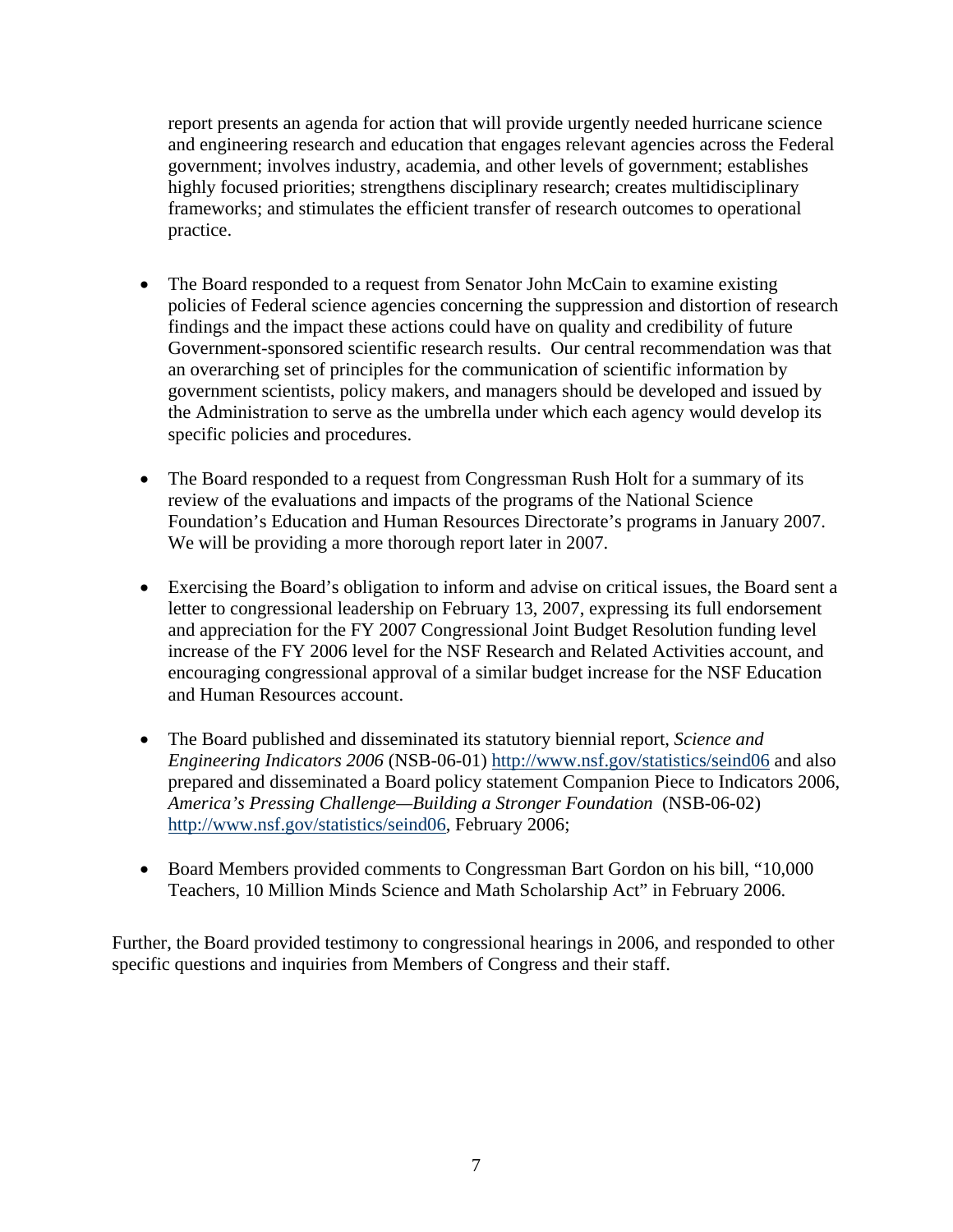report presents an agenda for action that will provide urgently needed hurricane science and engineering research and education that engages relevant agencies across the Federal government; involves industry, academia, and other levels of government; establishes highly focused priorities; strengthens disciplinary research; creates multidisciplinary frameworks; and stimulates the efficient transfer of research outcomes to operational practice.

- The Board responded to a request from Senator John McCain to examine existing policies of Federal science agencies concerning the suppression and distortion of research findings and the impact these actions could have on quality and credibility of future Government-sponsored scientific research results. Our central recommendation was that an overarching set of principles for the communication of scientific information by government scientists, policy makers, and managers should be developed and issued by the Administration to serve as the umbrella under which each agency would develop its specific policies and procedures.

- The Board responded to a request from Congressman Rush Holt for a summary of its review of the evaluations and impacts of the programs of the National Science Foundation's Education and Human Resources Directorate's programs in January 2007. We will be providing a more thorough report later in 2007.

- Exercising the Board's obligation to inform and advise on critical issues, the Board sent a letter to congressional leadership on February 13, 2007, expressing its full endorsement and appreciation for the FY 2007 Congressional Joint Budget Resolution funding level increase of the FY 2006 level for the NSF Research and Related Activities account, and encouraging congressional approval of a similar budget increase for the NSF Education and Human Resources account.

- The Board published and disseminated its statutory biennial report, *Science and Engineering Indicators 2006* (NSB-06-01) http://www.nsf.gov/statistics/seind06 and also prepared and disseminated a Board policy statement Companion Piece to Indicators 2006, *America's Pressing Challenge—Building a Stronger Foundation* (NSB-06-02) http://www.nsf.gov/statistics/seind06, February 2006;

- Board Members provided comments to Congressman Bart Gordon on his bill, "10,000 Teachers, 10 Million Minds Science and Math Scholarship Act" in February 2006.

Further, the Board provided testimony to congressional hearings in 2006, and responded to other specific questions and inquiries from Members of Congress and their staff.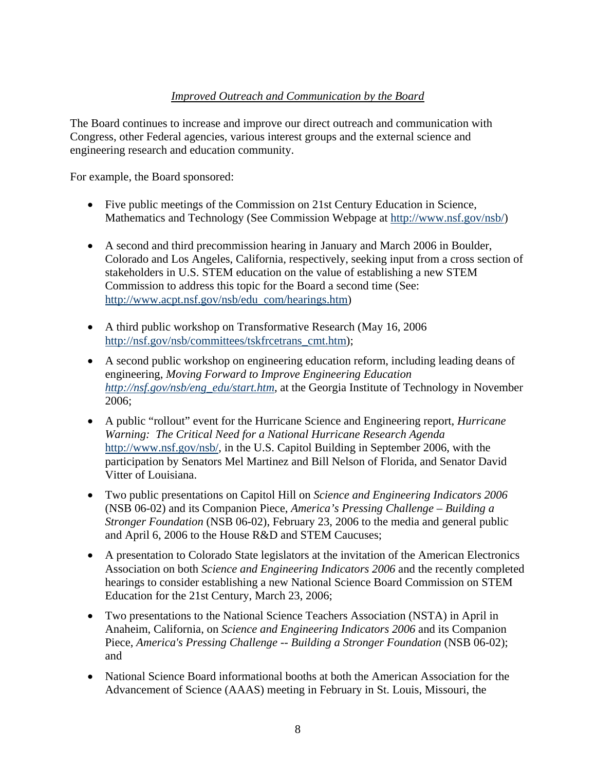*Improved Outreach and Communication by the Board*

The Board continues to increase and improve our direct outreach and communication with Congress, other Federal agencies, various interest groups and the external science and engineering research and education community.

For example, the Board sponsored:

- Five public meetings of the Commission on 21st Century Education in Science, Mathematics and Technology (See Commission Webpage at http://www.nsf.gov/nsb/)
- A second and third precommission hearing in January and March 2006 in Boulder, Colorado and Los Angeles, California, respectively, seeking input from a cross section of stakeholders in U.S. STEM education on the value of establishing a new STEM Commission to address this topic for the Board a second time (See: http://www.acpt.nsf.gov/nsb/edu_com/hearings.htm)
- A third public workshop on Transformative Research (May 16, 2006 http://nsf.gov/nsb/committees/tskfrcetrans_cmt.htm);
- A second public workshop on engineering education reform, including leading deans of engineering, *Moving Forward to Improve Engineering Education* *http://nsf.gov/nsb/eng_edu/start.htm*, at the Georgia Institute of Technology in November 2006;
- A public "rollout" event for the Hurricane Science and Engineering report, *Hurricane Warning: The Critical Need for a National Hurricane Research Agenda* http://www.nsf.gov/nsb/, in the U.S. Capitol Building in September 2006, with the participation by Senators Mel Martinez and Bill Nelson of Florida, and Senator David Vitter of Louisiana.
- Two public presentations on Capitol Hill on *Science and Engineering Indicators 2006* (NSB 06-02) and its Companion Piece, *America's Pressing Challenge – Building a Stronger Foundation* (NSB 06-02), February 23, 2006 to the media and general public and April 6, 2006 to the House R&D and STEM Caucuses;
- A presentation to Colorado State legislators at the invitation of the American Electronics Association on both *Science and Engineering Indicators 2006* and the recently completed hearings to consider establishing a new National Science Board Commission on STEM Education for the 21st Century, March 23, 2006;
- Two presentations to the National Science Teachers Association (NSTA) in April in Anaheim, California, on *Science and Engineering Indicators 2006* and its Companion Piece, *America's Pressing Challenge -- Building a Stronger Foundation* (NSB 06-02); and
- National Science Board informational booths at both the American Association for the Advancement of Science (AAAS) meeting in February in St. Louis, Missouri, the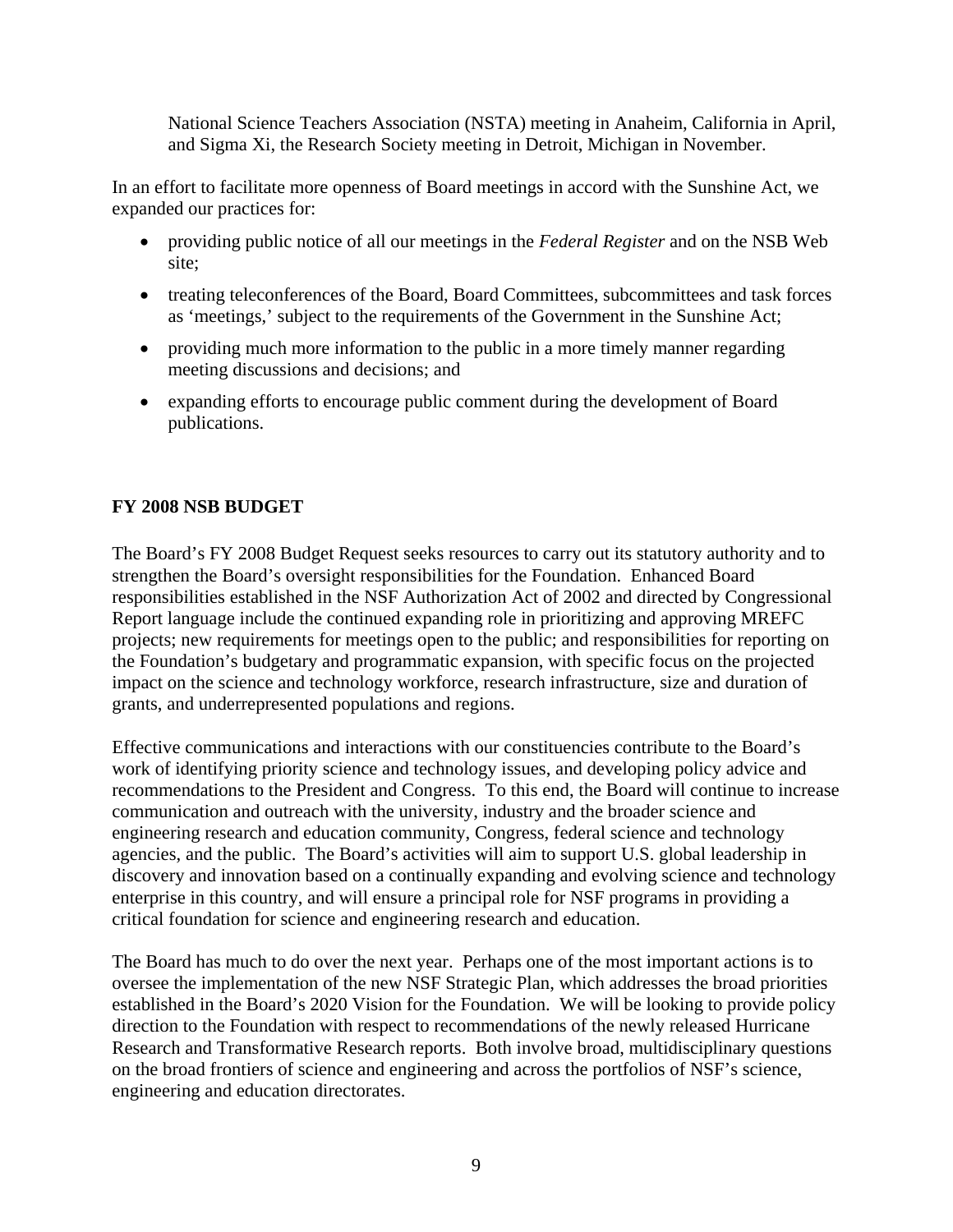National Science Teachers Association (NSTA) meeting in Anaheim, California in April, and Sigma Xi, the Research Society meeting in Detroit, Michigan in November.

In an effort to facilitate more openness of Board meetings in accord with the Sunshine Act, we expanded our practices for:

- providing public notice of all our meetings in the *Federal Register* and on the NSB Web site;
- treating teleconferences of the Board, Board Committees, subcommittees and task forces as 'meetings,' subject to the requirements of the Government in the Sunshine Act;
- providing much more information to the public in a more timely manner regarding meeting discussions and decisions; and
- expanding efforts to encourage public comment during the development of Board publications.

**FY 2008 NSB BUDGET**

The Board's FY 2008 Budget Request seeks resources to carry out its statutory authority and to strengthen the Board's oversight responsibilities for the Foundation. Enhanced Board responsibilities established in the NSF Authorization Act of 2002 and directed by Congressional Report language include the continued expanding role in prioritizing and approving MREFC projects; new requirements for meetings open to the public; and responsibilities for reporting on the Foundation's budgetary and programmatic expansion, with specific focus on the projected impact on the science and technology workforce, research infrastructure, size and duration of grants, and underrepresented populations and regions.

Effective communications and interactions with our constituencies contribute to the Board's work of identifying priority science and technology issues, and developing policy advice and recommendations to the President and Congress. To this end, the Board will continue to increase communication and outreach with the university, industry and the broader science and engineering research and education community, Congress, federal science and technology agencies, and the public. The Board's activities will aim to support U.S. global leadership in discovery and innovation based on a continually expanding and evolving science and technology enterprise in this country, and will ensure a principal role for NSF programs in providing a critical foundation for science and engineering research and education.

The Board has much to do over the next year. Perhaps one of the most important actions is to oversee the implementation of the new NSF Strategic Plan, which addresses the broad priorities established in the Board's 2020 Vision for the Foundation. We will be looking to provide policy direction to the Foundation with respect to recommendations of the newly released Hurricane Research and Transformative Research reports. Both involve broad, multidisciplinary questions on the broad frontiers of science and engineering and across the portfolios of NSF's science, engineering and education directorates.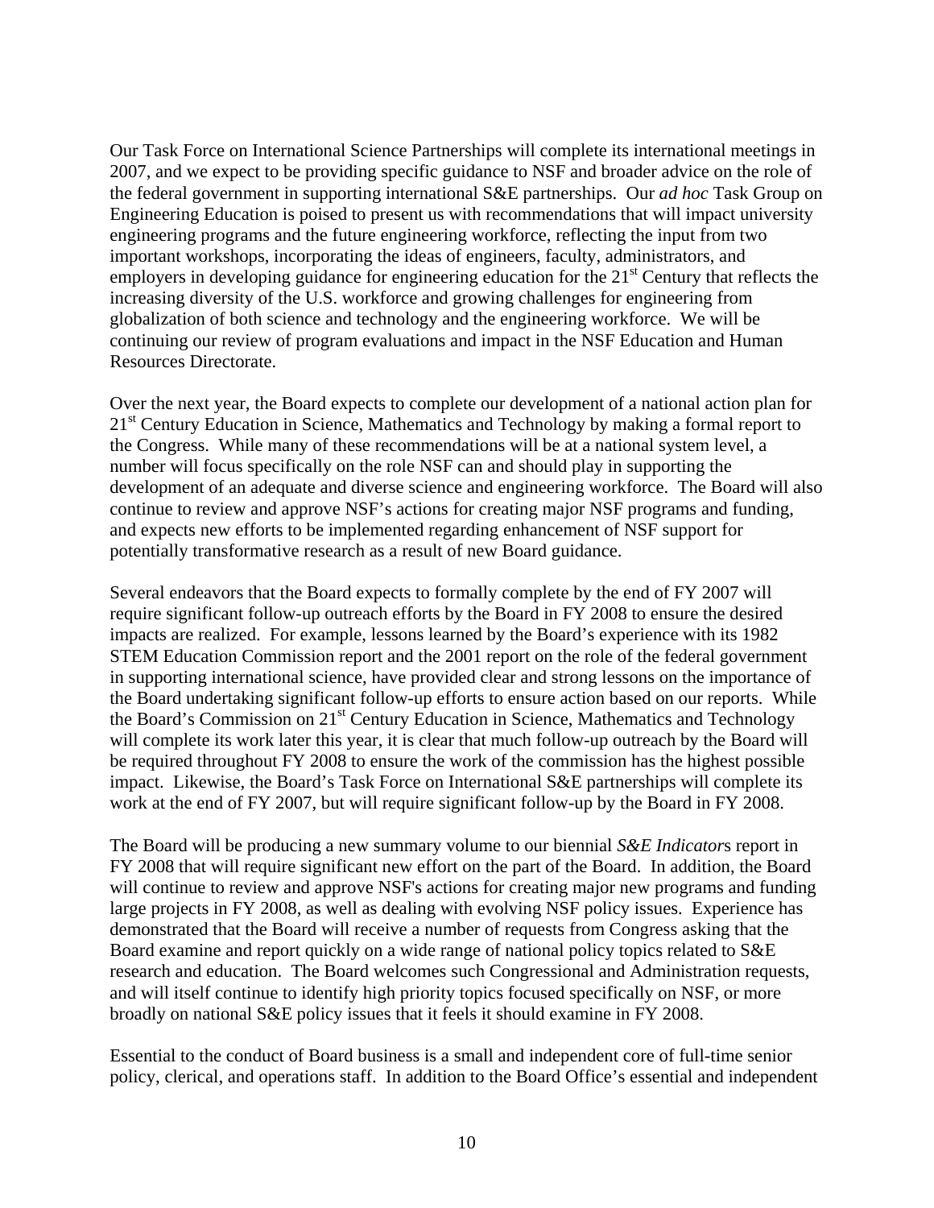Our Task Force on International Science Partnerships will complete its international meetings in 2007, and we expect to be providing specific guidance to NSF and broader advice on the role of the federal government in supporting international S&E partnerships. Our *ad hoc* Task Group on Engineering Education is poised to present us with recommendations that will impact university engineering programs and the future engineering workforce, reflecting the input from two important workshops, incorporating the ideas of engineers, faculty, administrators, and employers in developing guidance for engineering education for the 21st Century that reflects the increasing diversity of the U.S. workforce and growing challenges for engineering from globalization of both science and technology and the engineering workforce. We will be continuing our review of program evaluations and impact in the NSF Education and Human Resources Directorate.

Over the next year, the Board expects to complete our development of a national action plan for 21st Century Education in Science, Mathematics and Technology by making a formal report to the Congress. While many of these recommendations will be at a national system level, a number will focus specifically on the role NSF can and should play in supporting the development of an adequate and diverse science and engineering workforce. The Board will also continue to review and approve NSF's actions for creating major NSF programs and funding, and expects new efforts to be implemented regarding enhancement of NSF support for potentially transformative research as a result of new Board guidance.

Several endeavors that the Board expects to formally complete by the end of FY 2007 will require significant follow-up outreach efforts by the Board in FY 2008 to ensure the desired impacts are realized. For example, lessons learned by the Board's experience with its 1982 STEM Education Commission report and the 2001 report on the role of the federal government in supporting international science, have provided clear and strong lessons on the importance of the Board undertaking significant follow-up efforts to ensure action based on our reports. While the Board's Commission on 21st Century Education in Science, Mathematics and Technology will complete its work later this year, it is clear that much follow-up outreach by the Board will be required throughout FY 2008 to ensure the work of the commission has the highest possible impact. Likewise, the Board's Task Force on International S&E partnerships will complete its work at the end of FY 2007, but will require significant follow-up by the Board in FY 2008.

The Board will be producing a new summary volume to our biennial *S&E Indicator*s report in FY 2008 that will require significant new effort on the part of the Board. In addition, the Board will continue to review and approve NSF's actions for creating major new programs and funding large projects in FY 2008, as well as dealing with evolving NSF policy issues. Experience has demonstrated that the Board will receive a number of requests from Congress asking that the Board examine and report quickly on a wide range of national policy topics related to S&E research and education. The Board welcomes such Congressional and Administration requests, and will itself continue to identify high priority topics focused specifically on NSF, or more broadly on national S&E policy issues that it feels it should examine in FY 2008.

Essential to the conduct of Board business is a small and independent core of full-time senior policy, clerical, and operations staff. In addition to the Board Office's essential and independent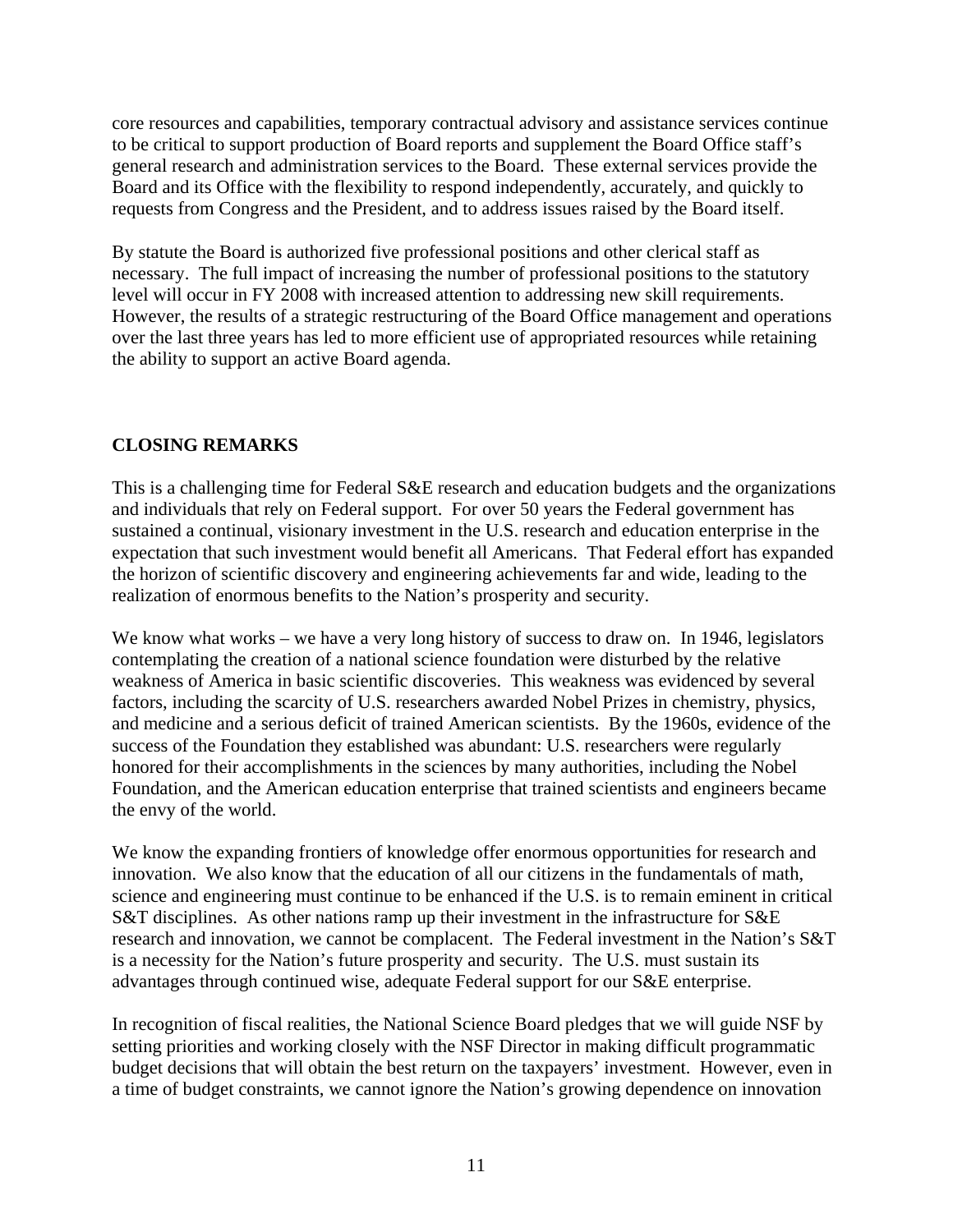core resources and capabilities, temporary contractual advisory and assistance services continue to be critical to support production of Board reports and supplement the Board Office staff's general research and administration services to the Board. These external services provide the Board and its Office with the flexibility to respond independently, accurately, and quickly to requests from Congress and the President, and to address issues raised by the Board itself.

By statute the Board is authorized five professional positions and other clerical staff as necessary. The full impact of increasing the number of professional positions to the statutory level will occur in FY 2008 with increased attention to addressing new skill requirements. However, the results of a strategic restructuring of the Board Office management and operations over the last three years has led to more efficient use of appropriated resources while retaining the ability to support an active Board agenda.

## CLOSING REMARKS

This is a challenging time for Federal S&E research and education budgets and the organizations and individuals that rely on Federal support. For over 50 years the Federal government has sustained a continual, visionary investment in the U.S. research and education enterprise in the expectation that such investment would benefit all Americans. That Federal effort has expanded the horizon of scientific discovery and engineering achievements far and wide, leading to the realization of enormous benefits to the Nation's prosperity and security.

We know what works – we have a very long history of success to draw on. In 1946, legislators contemplating the creation of a national science foundation were disturbed by the relative weakness of America in basic scientific discoveries. This weakness was evidenced by several factors, including the scarcity of U.S. researchers awarded Nobel Prizes in chemistry, physics, and medicine and a serious deficit of trained American scientists. By the 1960s, evidence of the success of the Foundation they established was abundant: U.S. researchers were regularly honored for their accomplishments in the sciences by many authorities, including the Nobel Foundation, and the American education enterprise that trained scientists and engineers became the envy of the world.

We know the expanding frontiers of knowledge offer enormous opportunities for research and innovation. We also know that the education of all our citizens in the fundamentals of math, science and engineering must continue to be enhanced if the U.S. is to remain eminent in critical S&T disciplines. As other nations ramp up their investment in the infrastructure for S&E research and innovation, we cannot be complacent. The Federal investment in the Nation's S&T is a necessity for the Nation's future prosperity and security. The U.S. must sustain its advantages through continued wise, adequate Federal support for our S&E enterprise.

In recognition of fiscal realities, the National Science Board pledges that we will guide NSF by setting priorities and working closely with the NSF Director in making difficult programmatic budget decisions that will obtain the best return on the taxpayers' investment. However, even in a time of budget constraints, we cannot ignore the Nation's growing dependence on innovation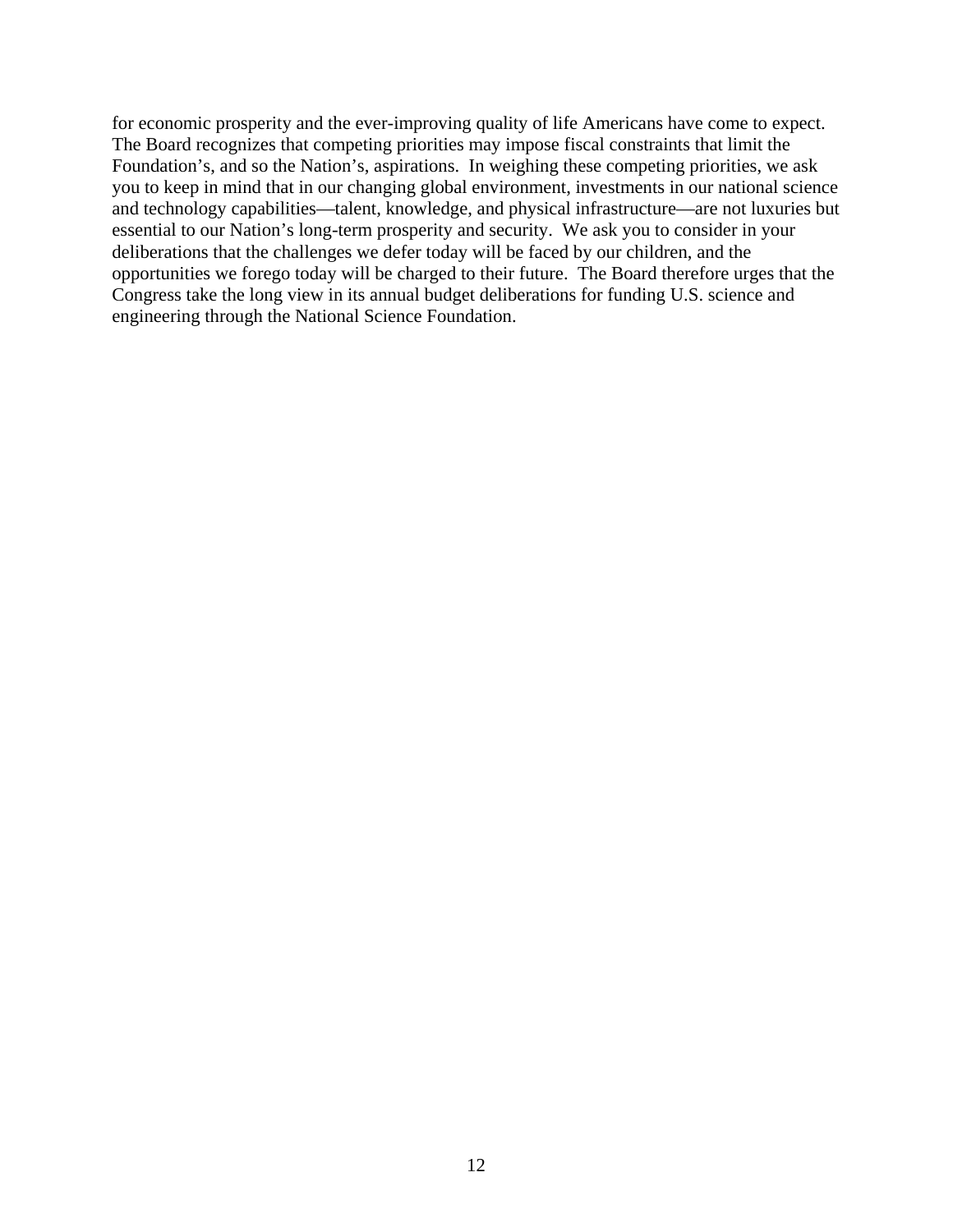for economic prosperity and the ever-improving quality of life Americans have come to expect. The Board recognizes that competing priorities may impose fiscal constraints that limit the Foundation's, and so the Nation's, aspirations. In weighing these competing priorities, we ask you to keep in mind that in our changing global environment, investments in our national science and technology capabilities—talent, knowledge, and physical infrastructure—are not luxuries but essential to our Nation's long-term prosperity and security. We ask you to consider in your deliberations that the challenges we defer today will be faced by our children, and the opportunities we forego today will be charged to their future. The Board therefore urges that the Congress take the long view in its annual budget deliberations for funding U.S. science and engineering through the National Science Foundation.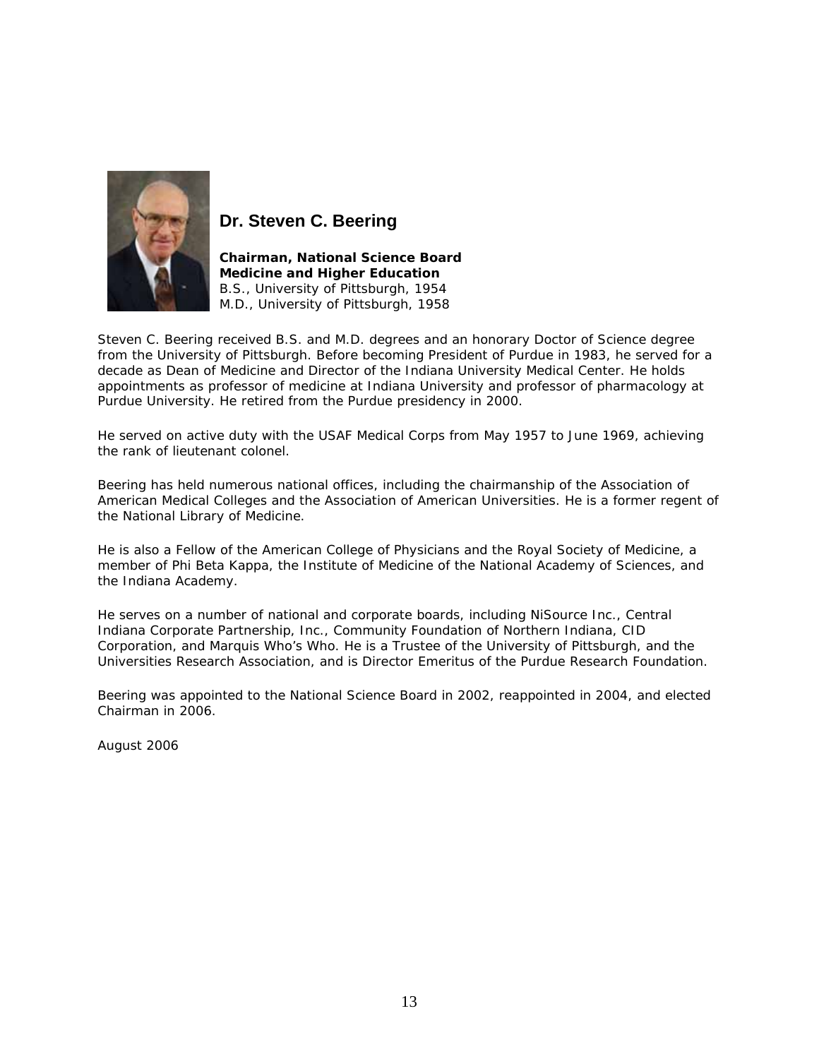## Dr. Steven C. Beering

**Chairman, National Science Board**
**Medicine and Higher Education**
B.S., University of Pittsburgh, 1954
M.D., University of Pittsburgh, 1958

Steven C. Beering received B.S. and M.D. degrees and an honorary Doctor of Science degree from the University of Pittsburgh. Before becoming President of Purdue in 1983, he served for a decade as Dean of Medicine and Director of the Indiana University Medical Center. He holds appointments as professor of medicine at Indiana University and professor of pharmacology at Purdue University. He retired from the Purdue presidency in 2000.

He served on active duty with the USAF Medical Corps from May 1957 to June 1969, achieving the rank of lieutenant colonel.

Beering has held numerous national offices, including the chairmanship of the Association of American Medical Colleges and the Association of American Universities. He is a former regent of the National Library of Medicine.

He is also a Fellow of the American College of Physicians and the Royal Society of Medicine, a member of Phi Beta Kappa, the Institute of Medicine of the National Academy of Sciences, and the Indiana Academy.

He serves on a number of national and corporate boards, including NiSource Inc., Central Indiana Corporate Partnership, Inc., Community Foundation of Northern Indiana, CID Corporation, and Marquis Who's Who. He is a Trustee of the University of Pittsburgh, and the Universities Research Association, and is Director Emeritus of the Purdue Research Foundation.

Beering was appointed to the National Science Board in 2002, reappointed in 2004, and elected Chairman in 2006.

August 2006